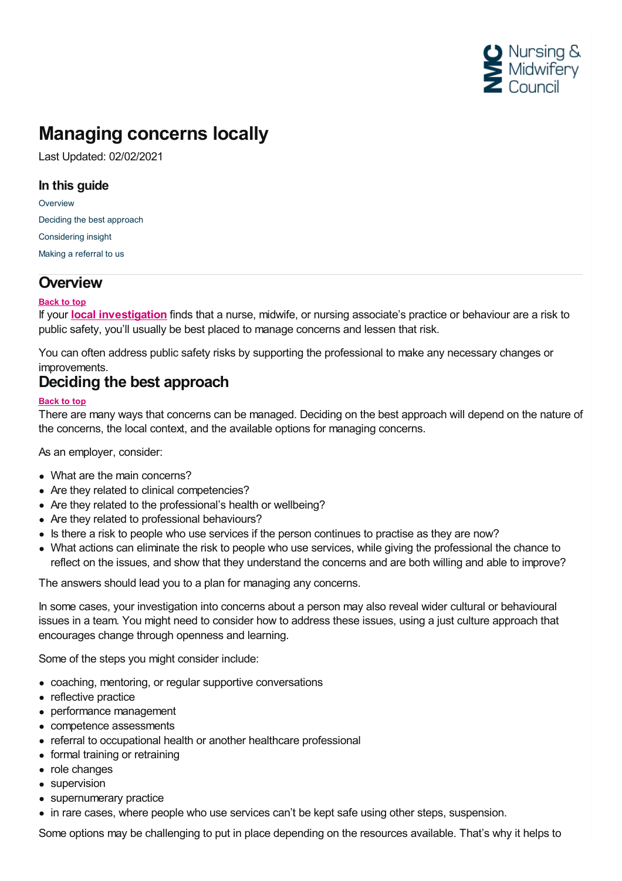# Managing concerns locally

Last Updated: 02/02/2021

### In this guide

- Overview
- Deciding the best approach
- Considering insight
- Making a referral to us

## Overview

Back to top

If your **local investigation** finds that a nurse, midwife, or nursing associate's practice or behaviour are a risk to public safety, you'll usually be best placed to manage concerns and lessen that risk.

You can often address public safety risks by supporting the professional to make any necessary changes or improvements.

## Deciding the best approach

Back to top

There are many ways that concerns can be managed. Deciding on the best approach will depend on the nature of the concerns, the local context, and the available options for managing concerns.

As an employer, consider:

- What are the main concerns?
- Are they related to clinical competencies?
- Are they related to the professional's health or wellbeing?
- Are they related to professional behaviours?
- Is there a risk to people who use services if the person continues to practise as they are now?
- What actions can eliminate the risk to people who use services, while giving the professional the chance to reflect on the issues, and show that they understand the concerns and are both willing and able to improve?

The answers should lead you to a plan for managing any concerns.

In some cases, your investigation into concerns about a person may also reveal wider cultural or behavioural issues in a team. You might need to consider how to address these issues, using a just culture approach that encourages change through openness and learning.

Some of the steps you might consider include:

- coaching, mentoring, or regular supportive conversations
- reflective practice
- performance management
- competence assessments
- referral to occupational health or another healthcare professional
- formal training or retraining
- role changes
- supervision
- supernumerary practice
- in rare cases, where people who use services can't be kept safe using other steps, suspension.

Some options may be challenging to put in place depending on the resources available. That's why it helps to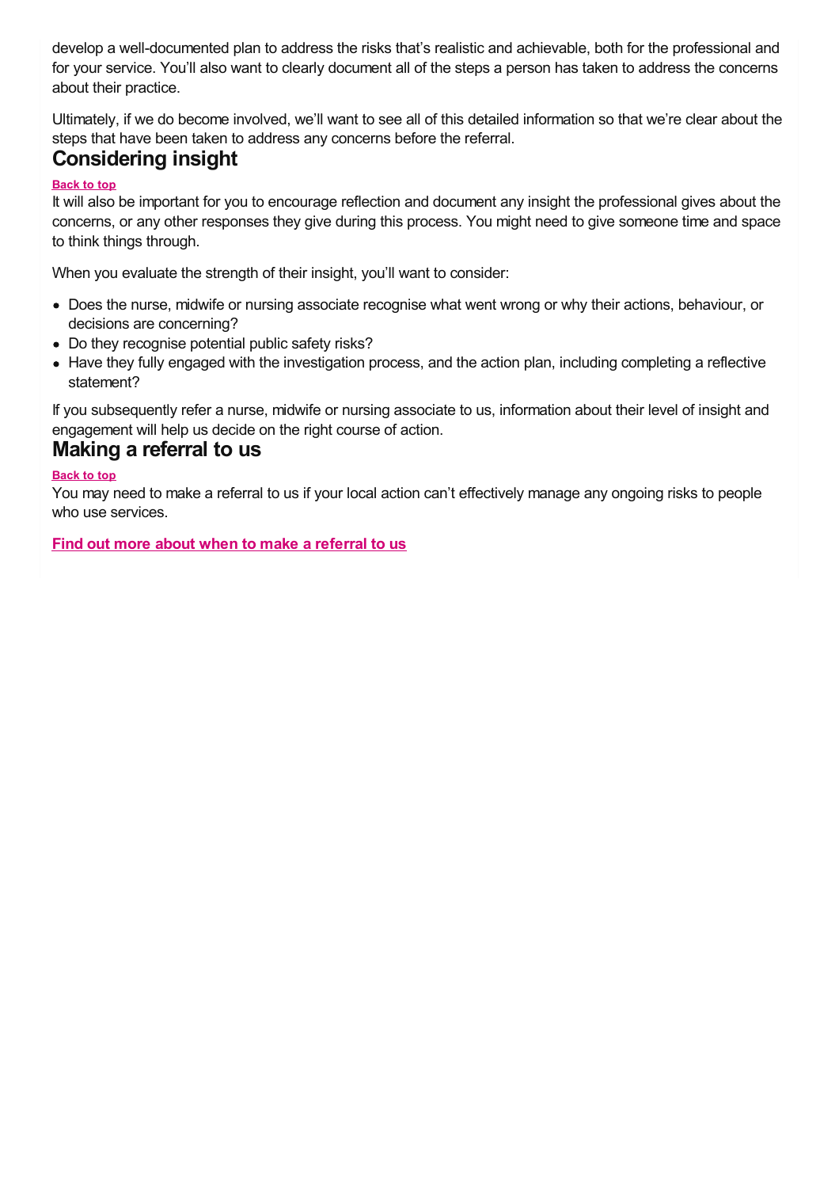develop a well-documented plan to address the risks that's realistic and achievable, both for the professional and for your service. You'll also want to clearly document all of the steps a person has taken to address the concerns about their practice.

Ultimately, if we do become involved, we'll want to see all of this detailed information so that we're clear about the steps that have been taken to address any concerns before the referral.

## Considering insight

Back to top

It will also be important for you to encourage reflection and document any insight the professional gives about the concerns, or any other responses they give during this process. You might need to give someone time and space to think things through.

When you evaluate the strength of their insight, you'll want to consider:

- Does the nurse, midwife or nursing associate recognise what went wrong or why their actions, behaviour, or decisions are concerning?
- Do they recognise potential public safety risks?
- Have they fully engaged with the investigation process, and the action plan, including completing a reflective statement?

If you subsequently refer a nurse, midwife or nursing associate to us, information about their level of insight and engagement will help us decide on the right course of action.

## Making a referral to us

Back to top

You may need to make a referral to us if your local action can't effectively manage any ongoing risks to people who use services.

**Find out more about when to make a referral to us**